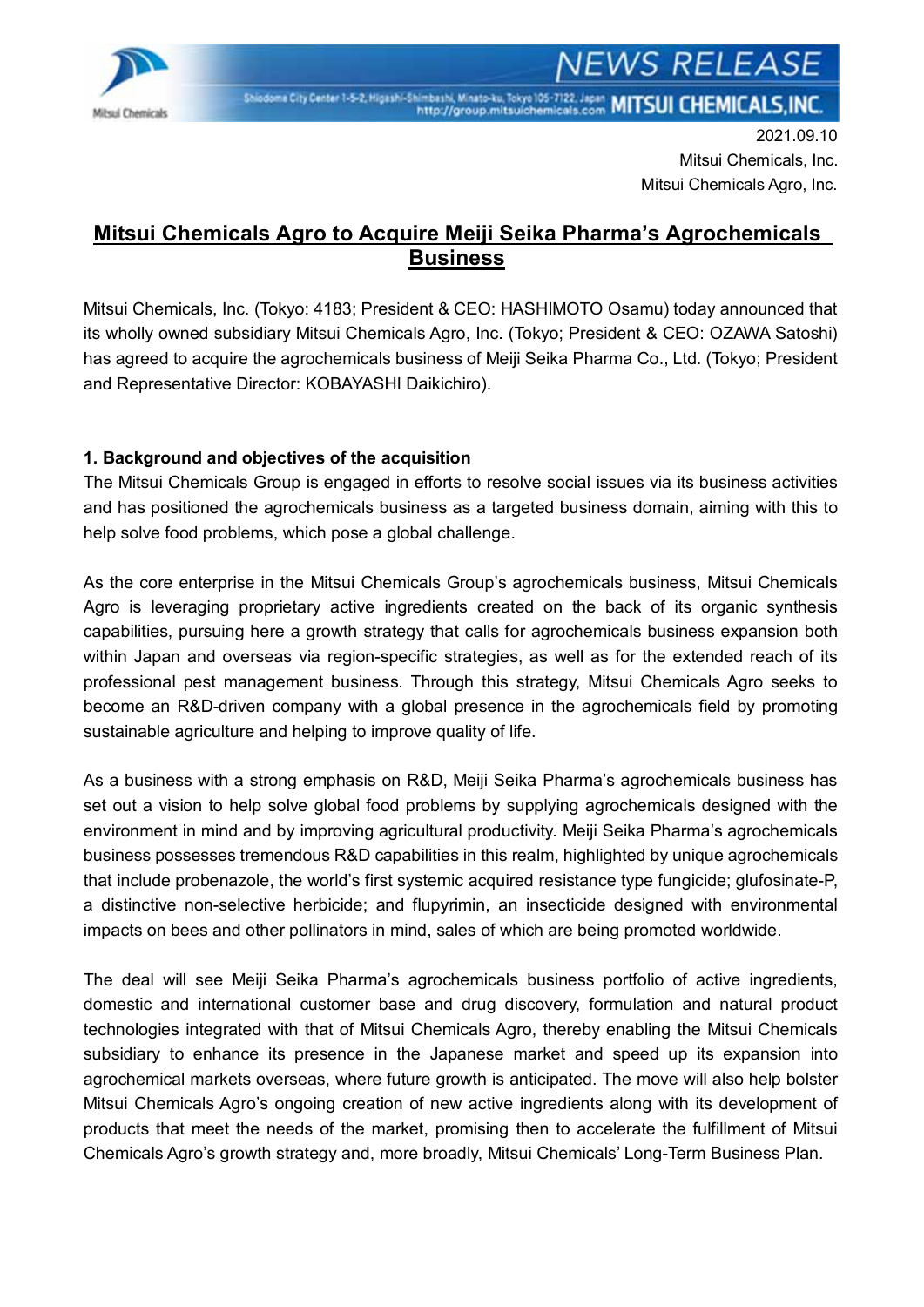2021.09.10
Mitsui Chemicals, Inc.
Mitsui Chemicals Agro, Inc.

# Mitsui Chemicals Agro to Acquire Meiji Seika Pharma's Agrochemicals Business

Mitsui Chemicals, Inc. (Tokyo: 4183; President & CEO: HASHIMOTO Osamu) today announced that its wholly owned subsidiary Mitsui Chemicals Agro, Inc. (Tokyo; President & CEO: OZAWA Satoshi) has agreed to acquire the agrochemicals business of Meiji Seika Pharma Co., Ltd. (Tokyo; President and Representative Director: KOBAYASHI Daikichiro).

### 1. Background and objectives of the acquisition

The Mitsui Chemicals Group is engaged in efforts to resolve social issues via its business activities and has positioned the agrochemicals business as a targeted business domain, aiming with this to help solve food problems, which pose a global challenge.

As the core enterprise in the Mitsui Chemicals Group's agrochemicals business, Mitsui Chemicals Agro is leveraging proprietary active ingredients created on the back of its organic synthesis capabilities, pursuing here a growth strategy that calls for agrochemicals business expansion both within Japan and overseas via region-specific strategies, as well as for the extended reach of its professional pest management business. Through this strategy, Mitsui Chemicals Agro seeks to become an R&D-driven company with a global presence in the agrochemicals field by promoting sustainable agriculture and helping to improve quality of life.

As a business with a strong emphasis on R&D, Meiji Seika Pharma's agrochemicals business has set out a vision to help solve global food problems by supplying agrochemicals designed with the environment in mind and by improving agricultural productivity. Meiji Seika Pharma's agrochemicals business possesses tremendous R&D capabilities in this realm, highlighted by unique agrochemicals that include probenazole, the world's first systemic acquired resistance type fungicide; glufosinate-P, a distinctive non-selective herbicide; and flupyrimin, an insecticide designed with environmental impacts on bees and other pollinators in mind, sales of which are being promoted worldwide.

The deal will see Meiji Seika Pharma's agrochemicals business portfolio of active ingredients, domestic and international customer base and drug discovery, formulation and natural product technologies integrated with that of Mitsui Chemicals Agro, thereby enabling the Mitsui Chemicals subsidiary to enhance its presence in the Japanese market and speed up its expansion into agrochemical markets overseas, where future growth is anticipated. The move will also help bolster Mitsui Chemicals Agro's ongoing creation of new active ingredients along with its development of products that meet the needs of the market, promising then to accelerate the fulfillment of Mitsui Chemicals Agro's growth strategy and, more broadly, Mitsui Chemicals' Long-Term Business Plan.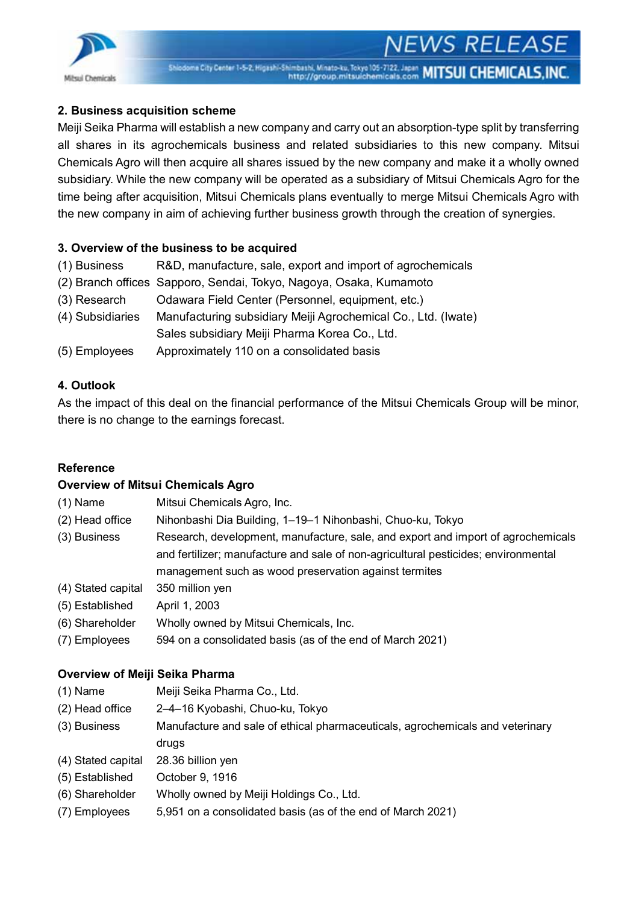## 2. Business acquisition scheme

Meiji Seika Pharma will establish a new company and carry out an absorption-type split by transferring all shares in its agrochemicals business and related subsidiaries to this new company. Mitsui Chemicals Agro will then acquire all shares issued by the new company and make it a wholly owned subsidiary. While the new company will be operated as a subsidiary of Mitsui Chemicals Agro for the time being after acquisition, Mitsui Chemicals plans eventually to merge Mitsui Chemicals Agro with the new company in aim of achieving further business growth through the creation of synergies.

## 3. Overview of the business to be acquired

| | |
|---|---|
| (1) Business | R&D, manufacture, sale, export and import of agrochemicals |
| (2) Branch offices | Sapporo, Sendai, Tokyo, Nagoya, Osaka, Kumamoto |
| (3) Research | Odawara Field Center (Personnel, equipment, etc.) |
| (4) Subsidiaries | Manufacturing subsidiary Meiji Agrochemical Co., Ltd. (Iwate)<br>Sales subsidiary Meiji Pharma Korea Co., Ltd. |
| (5) Employees | Approximately 110 on a consolidated basis |

## 4. Outlook

As the impact of this deal on the financial performance of the Mitsui Chemicals Group will be minor, there is no change to the earnings forecast.

**Reference**

**Overview of Mitsui Chemicals Agro**

| | |
|---|---|
| (1) Name | Mitsui Chemicals Agro, Inc. |
| (2) Head office | Nihonbashi Dia Building, 1–19–1 Nihonbashi, Chuo-ku, Tokyo |
| (3) Business | Research, development, manufacture, sale, and export and import of agrochemicals and fertilizer; manufacture and sale of non-agricultural pesticides; environmental management such as wood preservation against termites |
| (4) Stated capital | 350 million yen |
| (5) Established | April 1, 2003 |
| (6) Shareholder | Wholly owned by Mitsui Chemicals, Inc. |
| (7) Employees | 594 on a consolidated basis (as of the end of March 2021) |

**Overview of Meiji Seika Pharma**

| | |
|---|---|
| (1) Name | Meiji Seika Pharma Co., Ltd. |
| (2) Head office | 2–4–16 Kyobashi, Chuo-ku, Tokyo |
| (3) Business | Manufacture and sale of ethical pharmaceuticals, agrochemicals and veterinary drugs |
| (4) Stated capital | 28.36 billion yen |
| (5) Established | October 9, 1916 |
| (6) Shareholder | Wholly owned by Meiji Holdings Co., Ltd. |
| (7) Employees | 5,951 on a consolidated basis (as of the end of March 2021) |